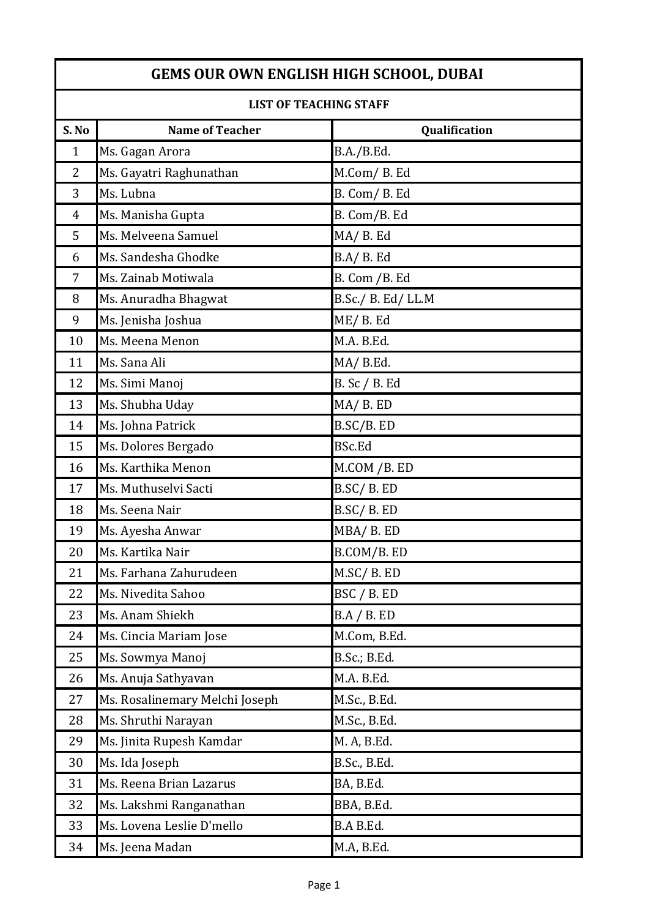# GEMS OUR OWN ENGLISH HIGH SCHOOL, DUBAI

## LIST OF TEACHING STAFF

| S. No | Name of Teacher | Qualification |
|---|---|---|
| 1 | Ms. Gagan Arora | B.A./B.Ed. |
| 2 | Ms. Gayatri Raghunathan | M.Com/ B. Ed |
| 3 | Ms. Lubna | B. Com/ B. Ed |
| 4 | Ms. Manisha Gupta | B. Com/B. Ed |
| 5 | Ms. Melveena Samuel | MA/ B. Ed |
| 6 | Ms. Sandesha Ghodke | B.A/ B. Ed |
| 7 | Ms. Zainab Motiwala | B. Com /B. Ed |
| 8 | Ms. Anuradha Bhagwat | B.Sc./ B. Ed/ LL.M |
| 9 | Ms. Jenisha Joshua | ME/ B. Ed |
| 10 | Ms. Meena Menon | M.A. B.Ed. |
| 11 | Ms. Sana Ali | MA/ B.Ed. |
| 12 | Ms. Simi Manoj | B. Sc / B. Ed |
| 13 | Ms. Shubha Uday | MA/ B. ED |
| 14 | Ms. Johna Patrick | B.SC/B. ED |
| 15 | Ms. Dolores Bergado | BSc.Ed |
| 16 | Ms. Karthika Menon | M.COM /B. ED |
| 17 | Ms. Muthuselvi Sacti | B.SC/ B. ED |
| 18 | Ms. Seena Nair | B.SC/ B. ED |
| 19 | Ms. Ayesha Anwar | MBA/ B. ED |
| 20 | Ms. Kartika Nair | B.COM/B. ED |
| 21 | Ms. Farhana Zahurudeen | M.SC/ B. ED |
| 22 | Ms. Nivedita Sahoo | BSC / B. ED |
| 23 | Ms. Anam Shiekh | B.A / B. ED |
| 24 | Ms. Cincia Mariam Jose | M.Com, B.Ed. |
| 25 | Ms. Sowmya Manoj | B.Sc.; B.Ed. |
| 26 | Ms. Anuja Sathyavan | M.A. B.Ed. |
| 27 | Ms. Rosalinemary Melchi Joseph | M.Sc., B.Ed. |
| 28 | Ms. Shruthi Narayan | M.Sc., B.Ed. |
| 29 | Ms. Jinita Rupesh Kamdar | M. A, B.Ed. |
| 30 | Ms. Ida Joseph | B.Sc., B.Ed. |
| 31 | Ms. Reena Brian Lazarus | BA, B.Ed. |
| 32 | Ms. Lakshmi Ranganathan | BBA, B.Ed. |
| 33 | Ms. Lovena Leslie D'mello | B.A B.Ed. |
| 34 | Ms. Jeena Madan | M.A, B.Ed. |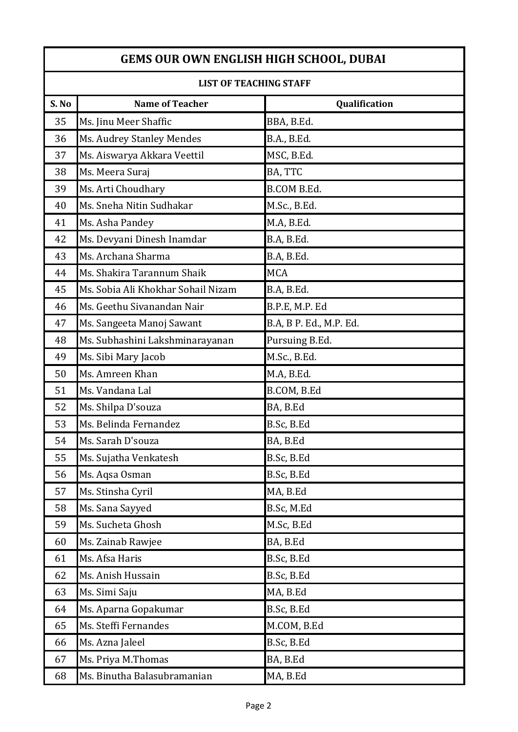| GEMS OUR OWN ENGLISH HIGH SCHOOL, DUBAI | | |
|---|---|---|
| **LIST OF TEACHING STAFF** | | |
| **S. No** | **Name of Teacher** | **Qualification** |
| 35 | Ms. Jinu Meer Shaffic | BBA, B.Ed. |
| 36 | Ms. Audrey Stanley Mendes | B.A., B.Ed. |
| 37 | Ms. Aiswarya Akkara Veettil | MSC, B.Ed. |
| 38 | Ms. Meera Suraj | BA, TTC |
| 39 | Ms. Arti Choudhary | B.COM B.Ed. |
| 40 | Ms. Sneha Nitin Sudhakar | M.Sc., B.Ed. |
| 41 | Ms. Asha Pandey | M.A, B.Ed. |
| 42 | Ms. Devyani Dinesh Inamdar | B.A, B.Ed. |
| 43 | Ms. Archana Sharma | B.A, B.Ed. |
| 44 | Ms. Shakira Tarannum Shaik | MCA |
| 45 | Ms. Sobia Ali Khokhar Sohail Nizam | B.A, B.Ed. |
| 46 | Ms. Geethu Sivanandan Nair | B.P.E, M.P. Ed |
| 47 | Ms. Sangeeta Manoj Sawant | B.A, B P. Ed., M.P. Ed. |
| 48 | Ms. Subhashini Lakshminarayanan | Pursuing B.Ed. |
| 49 | Ms. Sibi Mary Jacob | M.Sc., B.Ed. |
| 50 | Ms. Amreen Khan | M.A, B.Ed. |
| 51 | Ms. Vandana Lal | B.COM, B.Ed |
| 52 | Ms. Shilpa D'souza | BA, B.Ed |
| 53 | Ms. Belinda Fernandez | B.Sc, B.Ed |
| 54 | Ms. Sarah D'souza | BA, B.Ed |
| 55 | Ms. Sujatha Venkatesh | B.Sc, B.Ed |
| 56 | Ms. Aqsa Osman | B.Sc, B.Ed |
| 57 | Ms. Stinsha Cyril | MA, B.Ed |
| 58 | Ms. Sana Sayyed | B.Sc, M.Ed |
| 59 | Ms. Sucheta Ghosh | M.Sc, B.Ed |
| 60 | Ms. Zainab Rawjee | BA, B.Ed |
| 61 | Ms. Afsa Haris | B.Sc, B.Ed |
| 62 | Ms. Anish Hussain | B.Sc, B.Ed |
| 63 | Ms. Simi Saju | MA, B.Ed |
| 64 | Ms. Aparna Gopakumar | B.Sc, B.Ed |
| 65 | Ms. Steffi Fernandes | M.COM, B.Ed |
| 66 | Ms. Azna Jaleel | B.Sc, B.Ed |
| 67 | Ms. Priya M.Thomas | BA, B.Ed |
| 68 | Ms. Binutha Balasubramanian | MA, B.Ed |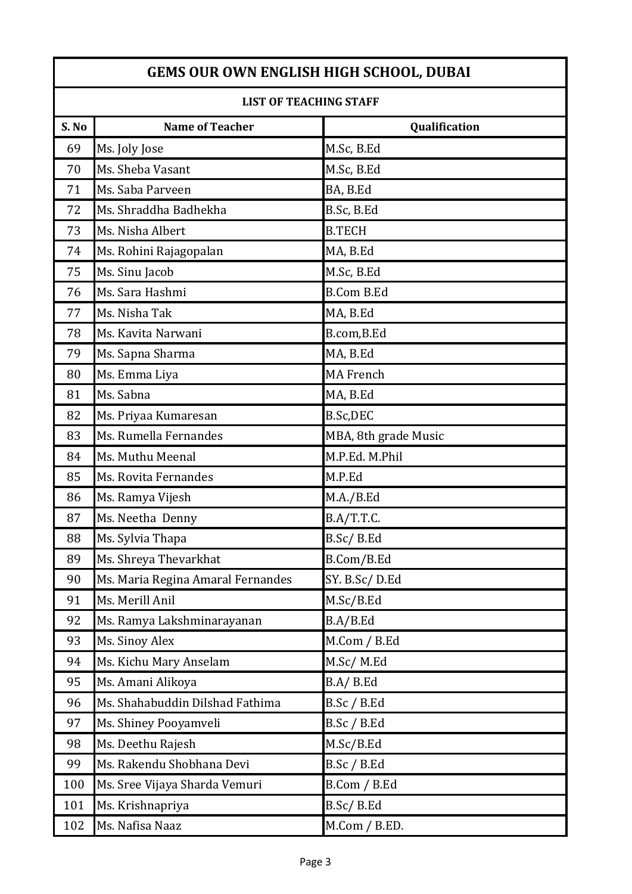| GEMS OUR OWN ENGLISH HIGH SCHOOL, DUBAI | | |
|---|---|---|
| **LIST OF TEACHING STAFF** | | |
| **S. No** | **Name of Teacher** | **Qualification** |
| 69 | Ms. Joly Jose | M.Sc, B.Ed |
| 70 | Ms. Sheba Vasant | M.Sc, B.Ed |
| 71 | Ms. Saba Parveen | BA, B.Ed |
| 72 | Ms. Shraddha Badhekha | B.Sc, B.Ed |
| 73 | Ms. Nisha Albert | B.TECH |
| 74 | Ms. Rohini Rajagopalan | MA, B.Ed |
| 75 | Ms. Sinu Jacob | M.Sc, B.Ed |
| 76 | Ms. Sara Hashmi | B.Com B.Ed |
| 77 | Ms. Nisha Tak | MA, B.Ed |
| 78 | Ms. Kavita Narwani | B.com,B.Ed |
| 79 | Ms. Sapna Sharma | MA, B.Ed |
| 80 | Ms. Emma Liya | MA French |
| 81 | Ms. Sabna | MA, B.Ed |
| 82 | Ms. Priyaa Kumaresan | B.Sc,DEC |
| 83 | Ms. Rumella Fernandes | MBA, 8th grade Music |
| 84 | Ms. Muthu Meenal | M.P.Ed. M.Phil |
| 85 | Ms. Rovita Fernandes | M.P.Ed |
| 86 | Ms. Ramya Vijesh | M.A./B.Ed |
| 87 | Ms. Neetha Denny | B.A/T.T.C. |
| 88 | Ms. Sylvia Thapa | B.Sc/ B.Ed |
| 89 | Ms. Shreya Thevarkhat | B.Com/B.Ed |
| 90 | Ms. Maria Regina Amaral Fernandes | SY. B.Sc/ D.Ed |
| 91 | Ms. Merill Anil | M.Sc/B.Ed |
| 92 | Ms. Ramya Lakshminarayanan | B.A/B.Ed |
| 93 | Ms. Sinoy Alex | M.Com / B.Ed |
| 94 | Ms. Kichu Mary Anselam | M.Sc/ M.Ed |
| 95 | Ms. Amani Alikoya | B.A/ B.Ed |
| 96 | Ms. Shahabuddin Dilshad Fathima | B.Sc / B.Ed |
| 97 | Ms. Shiney Pooyamveli | B.Sc / B.Ed |
| 98 | Ms. Deethu Rajesh | M.Sc/B.Ed |
| 99 | Ms. Rakendu Shobhana Devi | B.Sc / B.Ed |
| 100 | Ms. Sree Vijaya Sharda Vemuri | B.Com / B.Ed |
| 101 | Ms. Krishnapriya | B.Sc/ B.Ed |
| 102 | Ms. Nafisa Naaz | M.Com / B.ED. |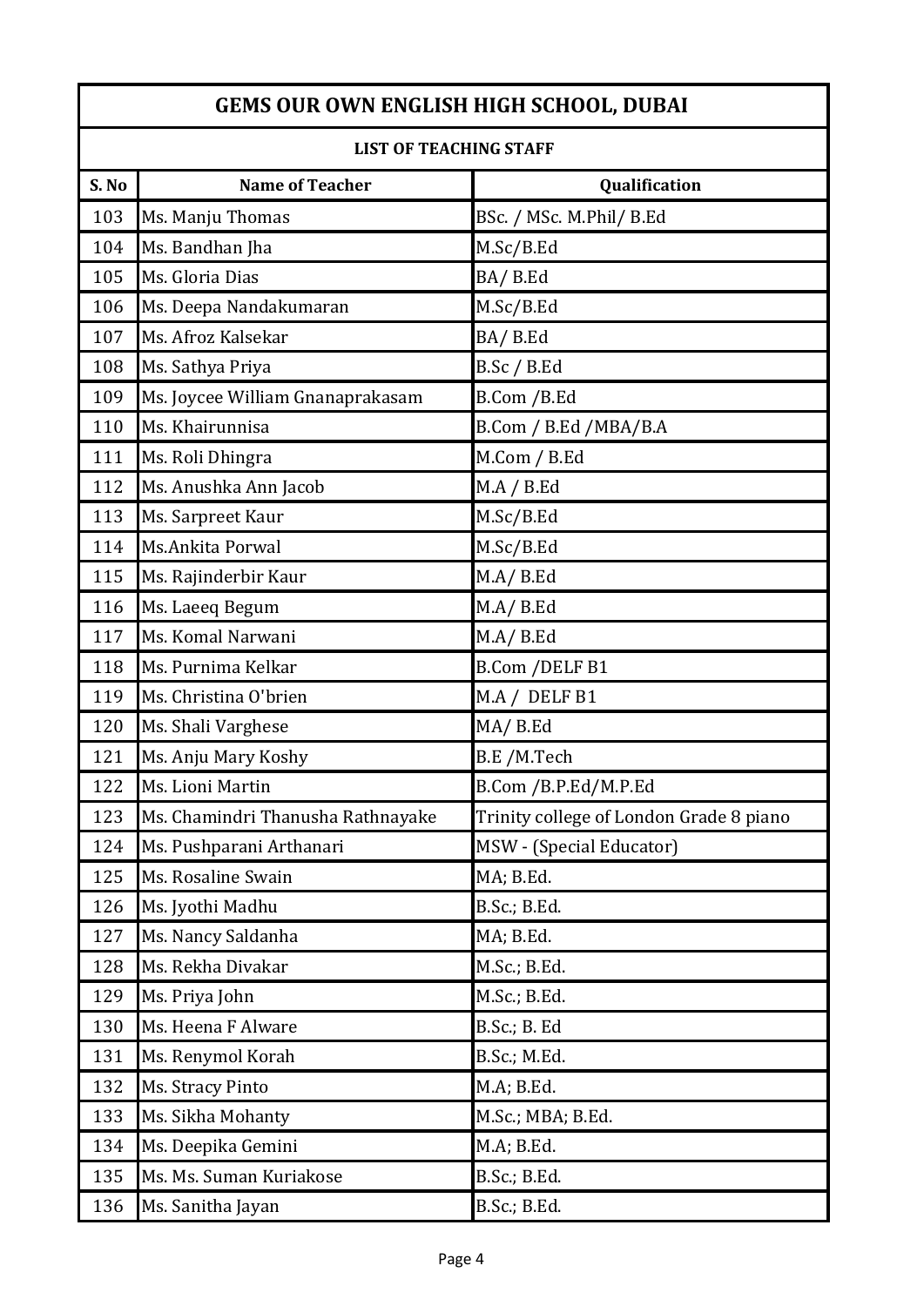## GEMS OUR OWN ENGLISH HIGH SCHOOL, DUBAI

### LIST OF TEACHING STAFF

| S. No | Name of Teacher | Qualification |
|---|---|---|
| 103 | Ms. Manju Thomas | BSc. / MSc. M.Phil/ B.Ed |
| 104 | Ms. Bandhan Jha | M.Sc/B.Ed |
| 105 | Ms. Gloria Dias | BA/ B.Ed |
| 106 | Ms. Deepa Nandakumaran | M.Sc/B.Ed |
| 107 | Ms. Afroz Kalsekar | BA/ B.Ed |
| 108 | Ms. Sathya Priya | B.Sc / B.Ed |
| 109 | Ms. Joycee William Gnanaprakasam | B.Com /B.Ed |
| 110 | Ms. Khairunnisa | B.Com / B.Ed /MBA/B.A |
| 111 | Ms. Roli Dhingra | M.Com / B.Ed |
| 112 | Ms. Anushka Ann Jacob | M.A / B.Ed |
| 113 | Ms. Sarpreet Kaur | M.Sc/B.Ed |
| 114 | Ms.Ankita Porwal | M.Sc/B.Ed |
| 115 | Ms. Rajinderbir Kaur | M.A/ B.Ed |
| 116 | Ms. Laeeq Begum | M.A/ B.Ed |
| 117 | Ms. Komal Narwani | M.A/ B.Ed |
| 118 | Ms. Purnima Kelkar | B.Com /DELF B1 |
| 119 | Ms. Christina O'brien | M.A / DELF B1 |
| 120 | Ms. Shali Varghese | MA/ B.Ed |
| 121 | Ms. Anju Mary Koshy | B.E /M.Tech |
| 122 | Ms. Lioni Martin | B.Com /B.P.Ed/M.P.Ed |
| 123 | Ms. Chamindri Thanusha Rathnayake | Trinity college of London Grade 8 piano |
| 124 | Ms. Pushparani Arthanari | MSW - (Special Educator) |
| 125 | Ms. Rosaline Swain | MA; B.Ed. |
| 126 | Ms. Jyothi Madhu | B.Sc.; B.Ed. |
| 127 | Ms. Nancy Saldanha | MA; B.Ed. |
| 128 | Ms. Rekha Divakar | M.Sc.; B.Ed. |
| 129 | Ms. Priya John | M.Sc.; B.Ed. |
| 130 | Ms. Heena F Alware | B.Sc.; B. Ed |
| 131 | Ms. Renymol Korah | B.Sc.; M.Ed. |
| 132 | Ms. Stracy Pinto | M.A; B.Ed. |
| 133 | Ms. Sikha Mohanty | M.Sc.; MBA; B.Ed. |
| 134 | Ms. Deepika Gemini | M.A; B.Ed. |
| 135 | Ms. Ms. Suman Kuriakose | B.Sc.; B.Ed. |
| 136 | Ms. Sanitha Jayan | B.Sc.; B.Ed. |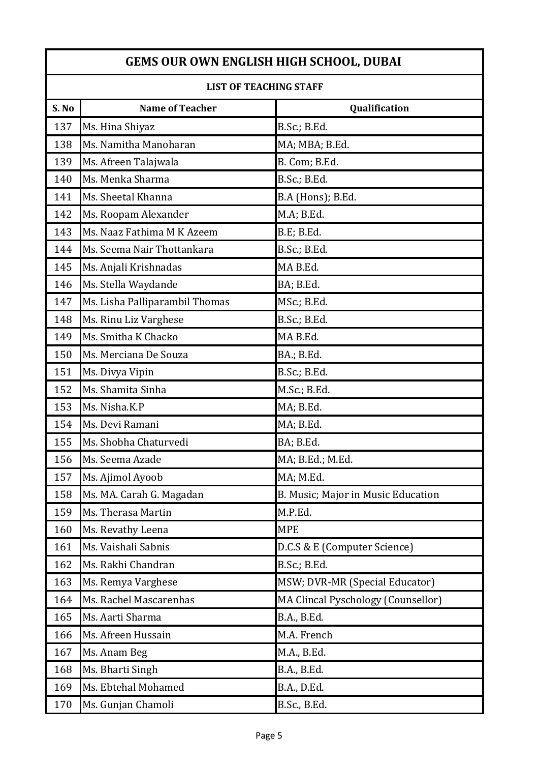| GEMS OUR OWN ENGLISH HIGH SCHOOL, DUBAI | | |
|---|---|---|
| **LIST OF TEACHING STAFF** | | |
| **S. No** | **Name of Teacher** | **Qualification** |
| 137 | Ms. Hina Shiyaz | B.Sc.; B.Ed. |
| 138 | Ms. Namitha Manoharan | MA; MBA; B.Ed. |
| 139 | Ms. Afreen Talajwala | B. Com; B.Ed. |
| 140 | Ms. Menka Sharma | B.Sc.; B.Ed. |
| 141 | Ms. Sheetal Khanna | B.A (Hons); B.Ed. |
| 142 | Ms. Roopam Alexander | M.A; B.Ed. |
| 143 | Ms. Naaz Fathima M K Azeem | B.E; B.Ed. |
| 144 | Ms. Seema Nair Thottankara | B.Sc.; B.Ed. |
| 145 | Ms. Anjali Krishnadas | MA B.Ed. |
| 146 | Ms. Stella Waydande | BA; B.Ed. |
| 147 | Ms. Lisha Palliparambil Thomas | MSc.; B.Ed. |
| 148 | Ms. Rinu Liz Varghese | B.Sc.; B.Ed. |
| 149 | Ms. Smitha K Chacko | MA B.Ed. |
| 150 | Ms. Merciana De Souza | BA.; B.Ed. |
| 151 | Ms. Divya Vipin | B.Sc.; B.Ed. |
| 152 | Ms. Shamita Sinha | M.Sc.; B.Ed. |
| 153 | Ms. Nisha.K.P | MA; B.Ed. |
| 154 | Ms. Devi Ramani | MA; B.Ed. |
| 155 | Ms. Shobha Chaturvedi | BA; B.Ed. |
| 156 | Ms. Seema Azade | MA; B.Ed.; M.Ed. |
| 157 | Ms. Ajimol Ayoob | MA; M.Ed. |
| 158 | Ms. MA. Carah G. Magadan | B. Music; Major in Music Education |
| 159 | Ms. Therasa Martin | M.P.Ed. |
| 160 | Ms. Revathy Leena | MPE |
| 161 | Ms. Vaishali Sabnis | D.C.S & E (Computer Science) |
| 162 | Ms. Rakhi Chandran | B.Sc.; B.Ed. |
| 163 | Ms. Remya Varghese | MSW; DVR-MR (Special Educator) |
| 164 | Ms. Rachel Mascarenhas | MA Clincal Pyschology (Counsellor) |
| 165 | Ms. Aarti Sharma | B.A., B.Ed. |
| 166 | Ms. Afreen Hussain | M.A. French |
| 167 | Ms. Anam Beg | M.A., B.Ed. |
| 168 | Ms. Bharti Singh | B.A., B.Ed. |
| 169 | Ms. Ebtehal Mohamed | B.A., D.Ed. |
| 170 | Ms. Gunjan Chamoli | B.Sc., B.Ed. |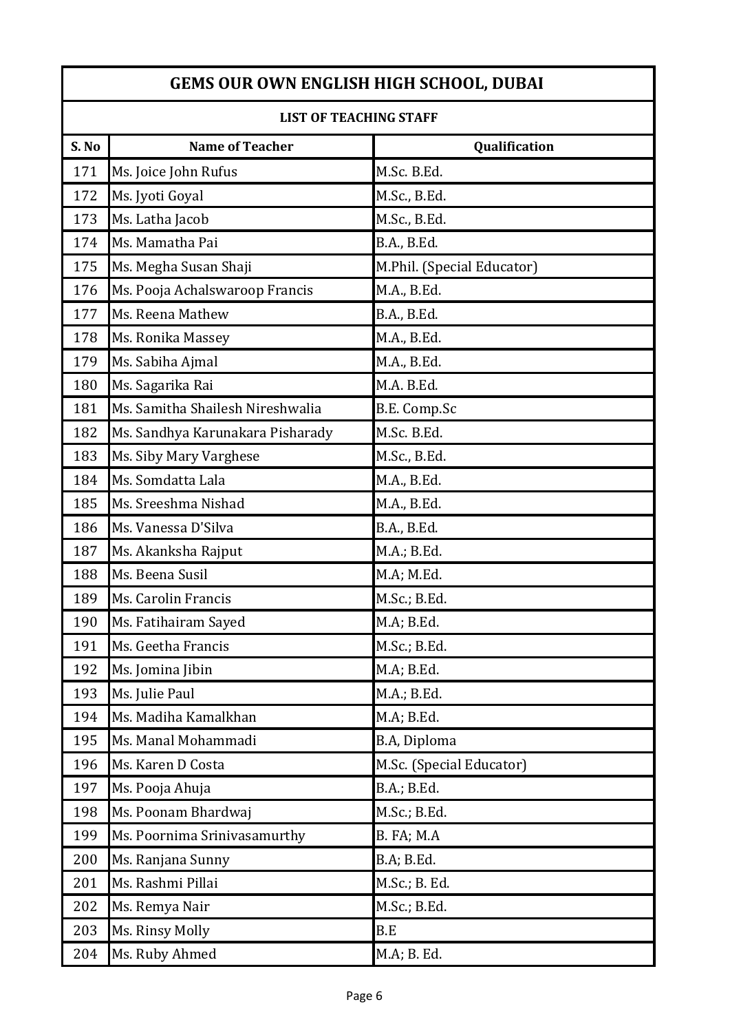# GEMS OUR OWN ENGLISH HIGH SCHOOL, DUBAI

## LIST OF TEACHING STAFF

| S. No | Name of Teacher | Qualification |
|---|---|---|
| 171 | Ms. Joice John Rufus | M.Sc. B.Ed. |
| 172 | Ms. Jyoti Goyal | M.Sc., B.Ed. |
| 173 | Ms. Latha Jacob | M.Sc., B.Ed. |
| 174 | Ms. Mamatha Pai | B.A., B.Ed. |
| 175 | Ms. Megha Susan Shaji | M.Phil. (Special Educator) |
| 176 | Ms. Pooja Achalswaroop Francis | M.A., B.Ed. |
| 177 | Ms. Reena Mathew | B.A., B.Ed. |
| 178 | Ms. Ronika Massey | M.A., B.Ed. |
| 179 | Ms. Sabiha Ajmal | M.A., B.Ed. |
| 180 | Ms. Sagarika Rai | M.A. B.Ed. |
| 181 | Ms. Samitha Shailesh Nireshwalia | B.E. Comp.Sc |
| 182 | Ms. Sandhya Karunakara Pisharady | M.Sc. B.Ed. |
| 183 | Ms. Siby Mary Varghese | M.Sc., B.Ed. |
| 184 | Ms. Somdatta Lala | M.A., B.Ed. |
| 185 | Ms. Sreeshma Nishad | M.A., B.Ed. |
| 186 | Ms. Vanessa D'Silva | B.A., B.Ed. |
| 187 | Ms. Akanksha Rajput | M.A.; B.Ed. |
| 188 | Ms. Beena Susil | M.A; M.Ed. |
| 189 | Ms. Carolin Francis | M.Sc.; B.Ed. |
| 190 | Ms. Fatihairam Sayed | M.A; B.Ed. |
| 191 | Ms. Geetha Francis | M.Sc.; B.Ed. |
| 192 | Ms. Jomina Jibin | M.A; B.Ed. |
| 193 | Ms. Julie Paul | M.A.; B.Ed. |
| 194 | Ms. Madiha Kamalkhan | M.A; B.Ed. |
| 195 | Ms. Manal Mohammadi | B.A, Diploma |
| 196 | Ms. Karen D Costa | M.Sc. (Special Educator) |
| 197 | Ms. Pooja Ahuja | B.A.; B.Ed. |
| 198 | Ms. Poonam Bhardwaj | M.Sc.; B.Ed. |
| 199 | Ms. Poornima Srinivasamurthy | B. FA; M.A |
| 200 | Ms. Ranjana Sunny | B.A; B.Ed. |
| 201 | Ms. Rashmi Pillai | M.Sc.; B. Ed. |
| 202 | Ms. Remya Nair | M.Sc.; B.Ed. |
| 203 | Ms. Rinsy Molly | B.E |
| 204 | Ms. Ruby Ahmed | M.A; B. Ed. |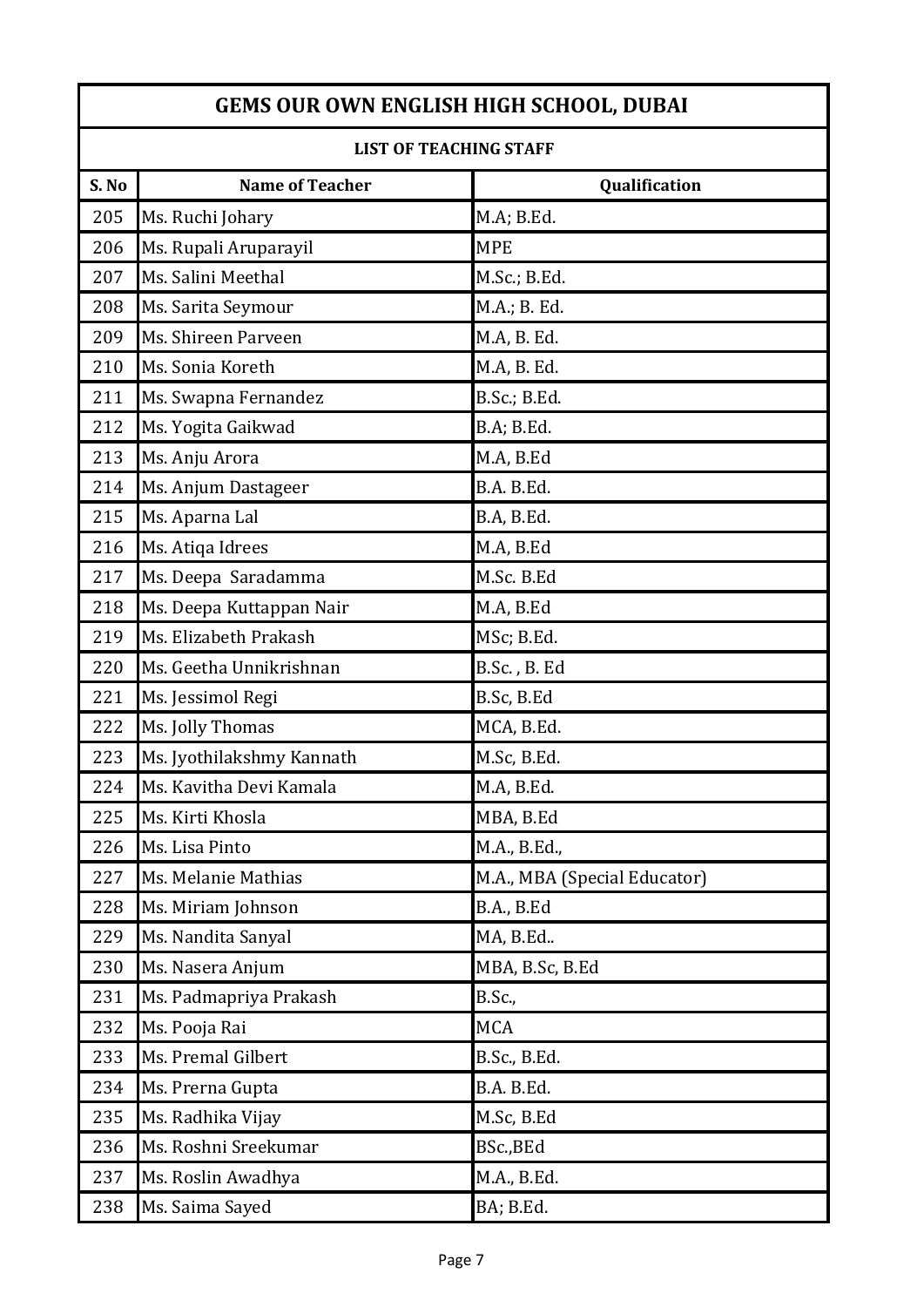## GEMS OUR OWN ENGLISH HIGH SCHOOL, DUBAI

### LIST OF TEACHING STAFF

| S. No | Name of Teacher | Qualification |
|---|---|---|
| 205 | Ms. Ruchi Johary | M.A; B.Ed. |
| 206 | Ms. Rupali Aruparayil | MPE |
| 207 | Ms. Salini Meethal | M.Sc.; B.Ed. |
| 208 | Ms. Sarita Seymour | M.A.; B. Ed. |
| 209 | Ms. Shireen Parveen | M.A, B. Ed. |
| 210 | Ms. Sonia Koreth | M.A, B. Ed. |
| 211 | Ms. Swapna Fernandez | B.Sc.; B.Ed. |
| 212 | Ms. Yogita Gaikwad | B.A; B.Ed. |
| 213 | Ms. Anju Arora | M.A, B.Ed |
| 214 | Ms. Anjum Dastageer | B.A. B.Ed. |
| 215 | Ms. Aparna Lal | B.A, B.Ed. |
| 216 | Ms. Atiqa Idrees | M.A, B.Ed |
| 217 | Ms. Deepa Saradamma | M.Sc. B.Ed |
| 218 | Ms. Deepa Kuttappan Nair | M.A, B.Ed |
| 219 | Ms. Elizabeth Prakash | MSc; B.Ed. |
| 220 | Ms. Geetha Unnikrishnan | B.Sc. , B. Ed |
| 221 | Ms. Jessimol Regi | B.Sc, B.Ed |
| 222 | Ms. Jolly Thomas | MCA, B.Ed. |
| 223 | Ms. Jyothilakshmy Kannath | M.Sc, B.Ed. |
| 224 | Ms. Kavitha Devi Kamala | M.A, B.Ed. |
| 225 | Ms. Kirti Khosla | MBA, B.Ed |
| 226 | Ms. Lisa Pinto | M.A., B.Ed., |
| 227 | Ms. Melanie Mathias | M.A., MBA (Special Educator) |
| 228 | Ms. Miriam Johnson | B.A., B.Ed |
| 229 | Ms. Nandita Sanyal | MA, B.Ed.. |
| 230 | Ms. Nasera Anjum | MBA, B.Sc, B.Ed |
| 231 | Ms. Padmapriya Prakash | B.Sc., |
| 232 | Ms. Pooja Rai | MCA |
| 233 | Ms. Premal Gilbert | B.Sc., B.Ed. |
| 234 | Ms. Prerna Gupta | B.A. B.Ed. |
| 235 | Ms. Radhika Vijay | M.Sc, B.Ed |
| 236 | Ms. Roshni Sreekumar | BSc.,BEd |
| 237 | Ms. Roslin Awadhya | M.A., B.Ed. |
| 238 | Ms. Saima Sayed | BA; B.Ed. |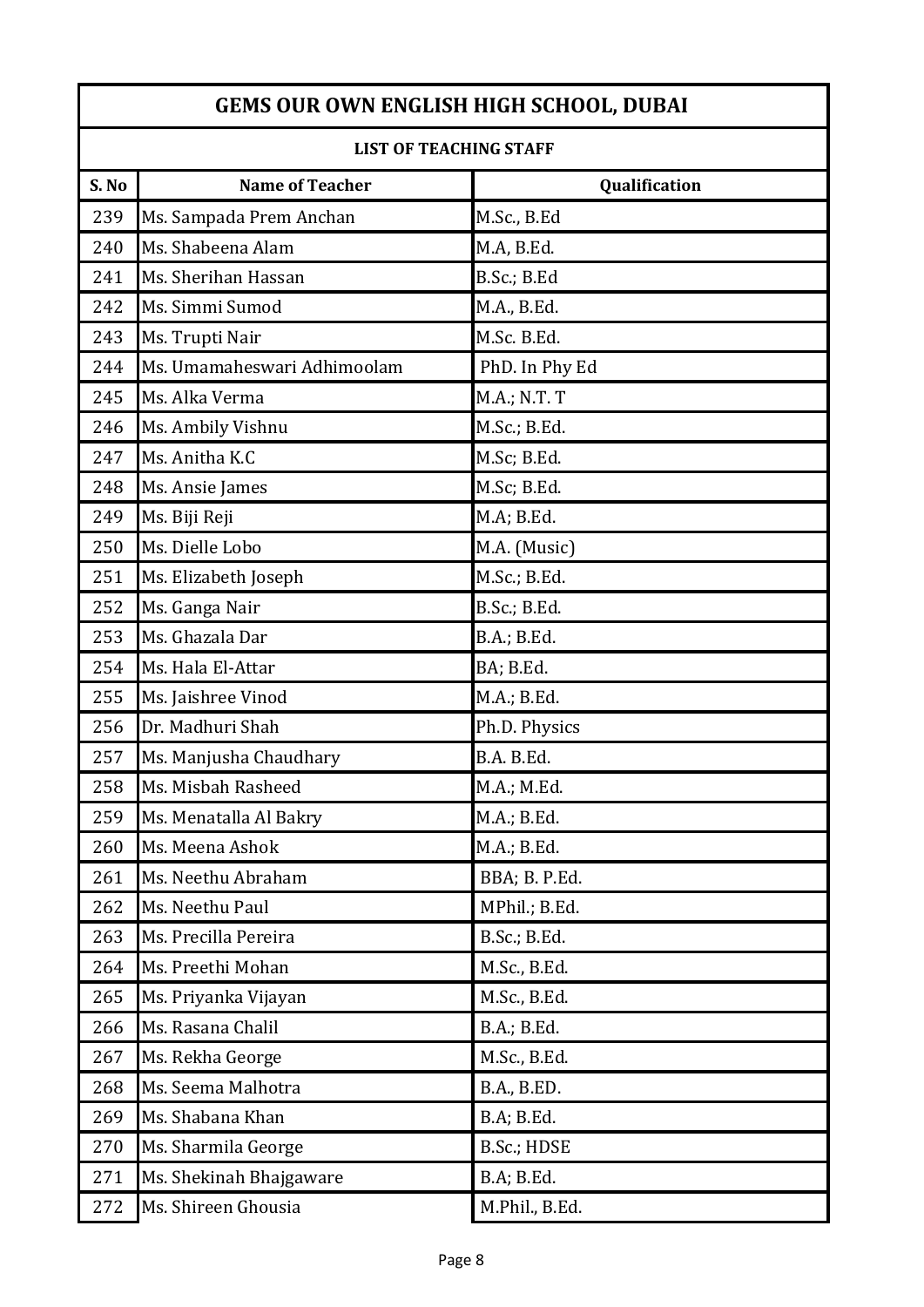# GEMS OUR OWN ENGLISH HIGH SCHOOL, DUBAI

## LIST OF TEACHING STAFF

| S. No | Name of Teacher | Qualification |
|---|---|---|
| 239 | Ms. Sampada Prem Anchan | M.Sc., B.Ed |
| 240 | Ms. Shabeena Alam | M.A, B.Ed. |
| 241 | Ms. Sherihan Hassan | B.Sc.; B.Ed |
| 242 | Ms. Simmi Sumod | M.A., B.Ed. |
| 243 | Ms. Trupti Nair | M.Sc. B.Ed. |
| 244 | Ms. Umamaheswari Adhimoolam | PhD. In Phy Ed |
| 245 | Ms. Alka Verma | M.A.; N.T. T |
| 246 | Ms. Ambily Vishnu | M.Sc.; B.Ed. |
| 247 | Ms. Anitha K.C | M.Sc; B.Ed. |
| 248 | Ms. Ansie James | M.Sc; B.Ed. |
| 249 | Ms. Biji Reji | M.A; B.Ed. |
| 250 | Ms. Dielle Lobo | M.A. (Music) |
| 251 | Ms. Elizabeth Joseph | M.Sc.; B.Ed. |
| 252 | Ms. Ganga Nair | B.Sc.; B.Ed. |
| 253 | Ms. Ghazala Dar | B.A.; B.Ed. |
| 254 | Ms. Hala El-Attar | BA; B.Ed. |
| 255 | Ms. Jaishree Vinod | M.A.; B.Ed. |
| 256 | Dr. Madhuri Shah | Ph.D. Physics |
| 257 | Ms. Manjusha Chaudhary | B.A. B.Ed. |
| 258 | Ms. Misbah Rasheed | M.A.; M.Ed. |
| 259 | Ms. Menatalla Al Bakry | M.A.; B.Ed. |
| 260 | Ms. Meena Ashok | M.A.; B.Ed. |
| 261 | Ms. Neethu Abraham | BBA; B. P.Ed. |
| 262 | Ms. Neethu Paul | MPhil.; B.Ed. |
| 263 | Ms. Precilla Pereira | B.Sc.; B.Ed. |
| 264 | Ms. Preethi Mohan | M.Sc., B.Ed. |
| 265 | Ms. Priyanka Vijayan | M.Sc., B.Ed. |
| 266 | Ms. Rasana Chalil | B.A.; B.Ed. |
| 267 | Ms. Rekha George | M.Sc., B.Ed. |
| 268 | Ms. Seema Malhotra | B.A., B.ED. |
| 269 | Ms. Shabana Khan | B.A; B.Ed. |
| 270 | Ms. Sharmila George | B.Sc.; HDSE |
| 271 | Ms. Shekinah Bhajgaware | B.A; B.Ed. |
| 272 | Ms. Shireen Ghousia | M.Phil., B.Ed. |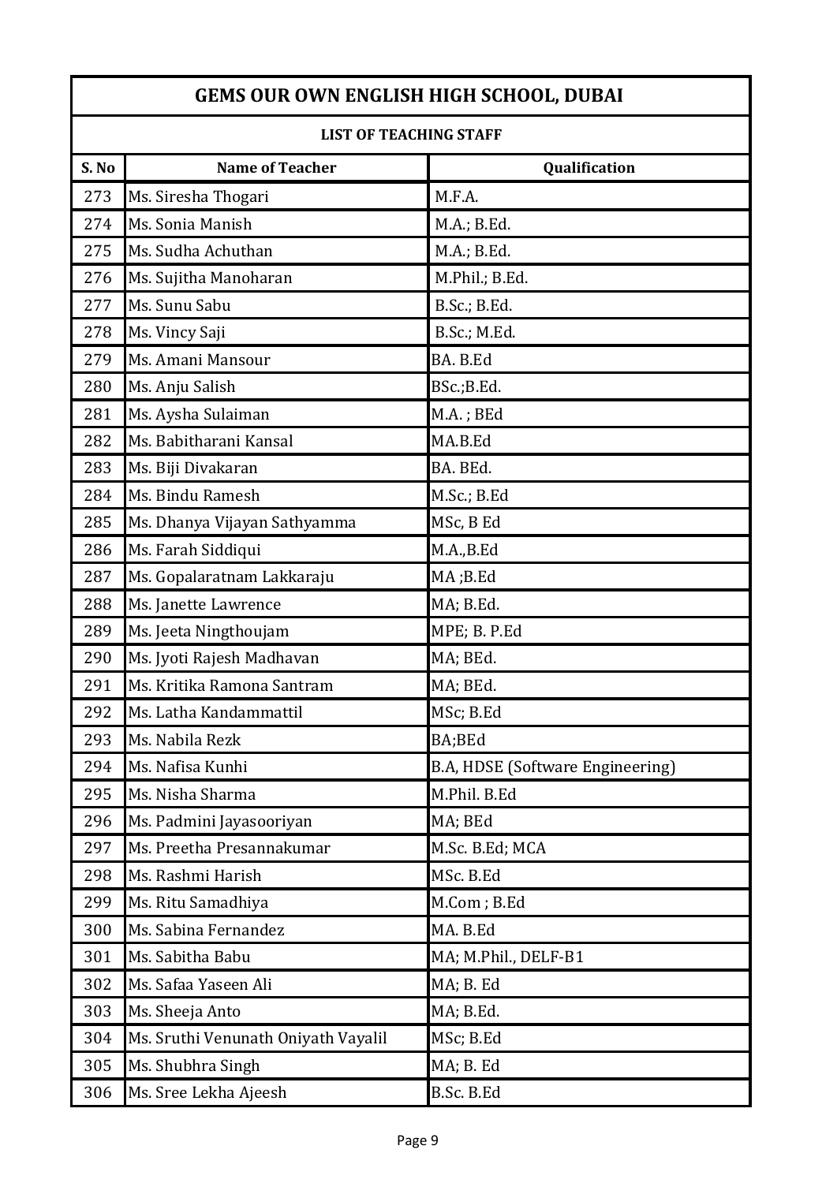| GEMS OUR OWN ENGLISH HIGH SCHOOL, DUBAI | | |
|---|---|---|
| **LIST OF TEACHING STAFF** | | |
| **S. No** | **Name of Teacher** | **Qualification** |
| 273 | Ms. Siresha Thogari | M.F.A. |
| 274 | Ms. Sonia Manish | M.A.; B.Ed. |
| 275 | Ms. Sudha Achuthan | M.A.; B.Ed. |
| 276 | Ms. Sujitha Manoharan | M.Phil.; B.Ed. |
| 277 | Ms. Sunu Sabu | B.Sc.; B.Ed. |
| 278 | Ms. Vincy Saji | B.Sc.; M.Ed. |
| 279 | Ms. Amani Mansour | BA. B.Ed |
| 280 | Ms. Anju Salish | BSc.;B.Ed. |
| 281 | Ms. Aysha Sulaiman | M.A. ; BEd |
| 282 | Ms. Babitharani Kansal | MA.B.Ed |
| 283 | Ms. Biji Divakaran | BA. BEd. |
| 284 | Ms. Bindu Ramesh | M.Sc.; B.Ed |
| 285 | Ms. Dhanya Vijayan Sathyamma | MSc, B Ed |
| 286 | Ms. Farah Siddiqui | M.A.,B.Ed |
| 287 | Ms. Gopalaratnam Lakkaraju | MA ;B.Ed |
| 288 | Ms. Janette Lawrence | MA; B.Ed. |
| 289 | Ms. Jeeta Ningthoujam | MPE; B. P.Ed |
| 290 | Ms. Jyoti Rajesh Madhavan | MA; BEd. |
| 291 | Ms. Kritika Ramona Santram | MA; BEd. |
| 292 | Ms. Latha Kandammattil | MSc; B.Ed |
| 293 | Ms. Nabila Rezk | BA;BEd |
| 294 | Ms. Nafisa Kunhi | B.A, HDSE (Software Engineering) |
| 295 | Ms. Nisha Sharma | M.Phil. B.Ed |
| 296 | Ms. Padmini Jayasooriyan | MA; BEd |
| 297 | Ms. Preetha Presannakumar | M.Sc. B.Ed; MCA |
| 298 | Ms. Rashmi Harish | MSc. B.Ed |
| 299 | Ms. Ritu Samadhiya | M.Com ; B.Ed |
| 300 | Ms. Sabina Fernandez | MA. B.Ed |
| 301 | Ms. Sabitha Babu | MA; M.Phil., DELF-B1 |
| 302 | Ms. Safaa Yaseen Ali | MA; B. Ed |
| 303 | Ms. Sheeja Anto | MA; B.Ed. |
| 304 | Ms. Sruthi Venunath Oniyath Vayalil | MSc; B.Ed |
| 305 | Ms. Shubhra Singh | MA; B. Ed |
| 306 | Ms. Sree Lekha Ajeesh | B.Sc. B.Ed |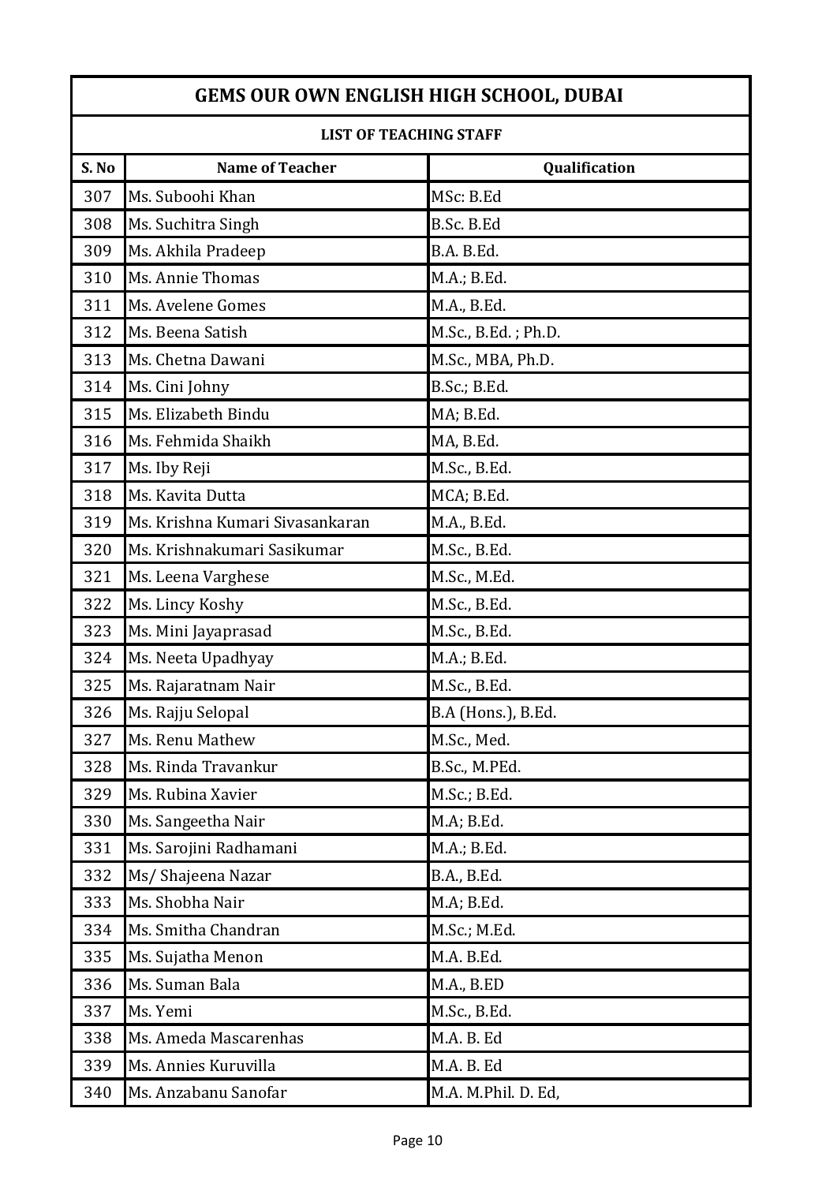| GEMS OUR OWN ENGLISH HIGH SCHOOL, DUBAI | | |
|---|---|---|
| LIST OF TEACHING STAFF | | |
| S. No | Name of Teacher | Qualification |
| 307 | Ms. Suboohi Khan | MSc: B.Ed |
| 308 | Ms. Suchitra Singh | B.Sc. B.Ed |
| 309 | Ms. Akhila Pradeep | B.A. B.Ed. |
| 310 | Ms. Annie Thomas | M.A.; B.Ed. |
| 311 | Ms. Avelene Gomes | M.A., B.Ed. |
| 312 | Ms. Beena Satish | M.Sc., B.Ed. ; Ph.D. |
| 313 | Ms. Chetna Dawani | M.Sc., MBA, Ph.D. |
| 314 | Ms. Cini Johny | B.Sc.; B.Ed. |
| 315 | Ms. Elizabeth Bindu | MA; B.Ed. |
| 316 | Ms. Fehmida Shaikh | MA, B.Ed. |
| 317 | Ms. Iby Reji | M.Sc., B.Ed. |
| 318 | Ms. Kavita Dutta | MCA; B.Ed. |
| 319 | Ms. Krishna Kumari Sivasankaran | M.A., B.Ed. |
| 320 | Ms. Krishnakumari Sasikumar | M.Sc., B.Ed. |
| 321 | Ms. Leena Varghese | M.Sc., M.Ed. |
| 322 | Ms. Lincy Koshy | M.Sc., B.Ed. |
| 323 | Ms. Mini Jayaprasad | M.Sc., B.Ed. |
| 324 | Ms. Neeta Upadhyay | M.A.; B.Ed. |
| 325 | Ms. Rajaratnam Nair | M.Sc., B.Ed. |
| 326 | Ms. Rajju Selopal | B.A (Hons.), B.Ed. |
| 327 | Ms. Renu Mathew | M.Sc., Med. |
| 328 | Ms. Rinda Travankur | B.Sc., M.PEd. |
| 329 | Ms. Rubina Xavier | M.Sc.; B.Ed. |
| 330 | Ms. Sangeetha Nair | M.A; B.Ed. |
| 331 | Ms. Sarojini Radhamani | M.A.; B.Ed. |
| 332 | Ms/ Shajeena Nazar | B.A., B.Ed. |
| 333 | Ms. Shobha Nair | M.A; B.Ed. |
| 334 | Ms. Smitha Chandran | M.Sc.; M.Ed. |
| 335 | Ms. Sujatha Menon | M.A. B.Ed. |
| 336 | Ms. Suman Bala | M.A., B.ED |
| 337 | Ms. Yemi | M.Sc., B.Ed. |
| 338 | Ms. Ameda Mascarenhas | M.A. B. Ed |
| 339 | Ms. Annies Kuruvilla | M.A. B. Ed |
| 340 | Ms. Anzabanu Sanofar | M.A. M.Phil. D. Ed, |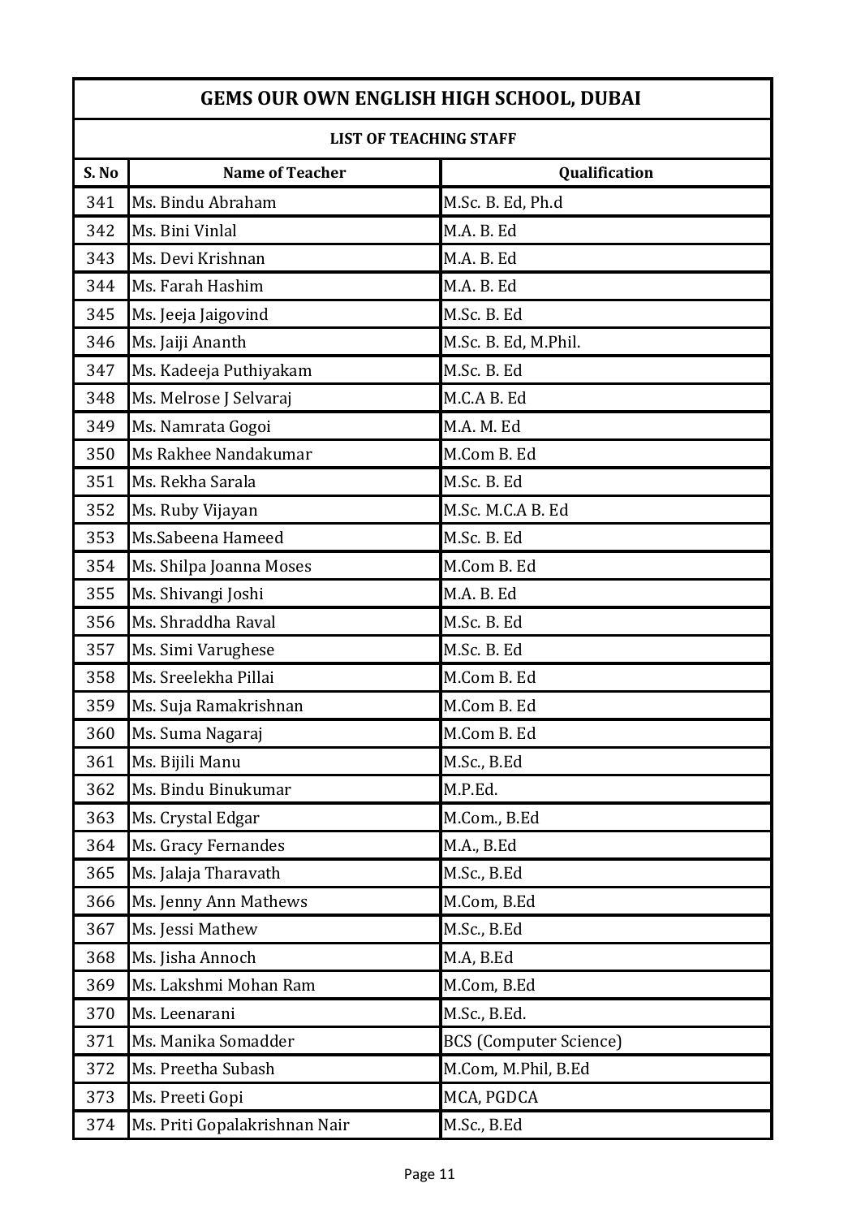# GEMS OUR OWN ENGLISH HIGH SCHOOL, DUBAI

## LIST OF TEACHING STAFF

| S. No | Name of Teacher | Qualification |
|---|---|---|
| 341 | Ms. Bindu Abraham | M.Sc. B. Ed, Ph.d |
| 342 | Ms. Bini Vinlal | M.A. B. Ed |
| 343 | Ms. Devi Krishnan | M.A. B. Ed |
| 344 | Ms. Farah Hashim | M.A. B. Ed |
| 345 | Ms. Jeeja Jaigovind | M.Sc. B. Ed |
| 346 | Ms. Jaiji Ananth | M.Sc. B. Ed, M.Phil. |
| 347 | Ms. Kadeeja Puthiyakam | M.Sc. B. Ed |
| 348 | Ms. Melrose J Selvaraj | M.C.A B. Ed |
| 349 | Ms. Namrata Gogoi | M.A. M. Ed |
| 350 | Ms Rakhee Nandakumar | M.Com B. Ed |
| 351 | Ms. Rekha Sarala | M.Sc. B. Ed |
| 352 | Ms. Ruby Vijayan | M.Sc. M.C.A B. Ed |
| 353 | Ms.Sabeena Hameed | M.Sc. B. Ed |
| 354 | Ms. Shilpa Joanna Moses | M.Com B. Ed |
| 355 | Ms. Shivangi Joshi | M.A. B. Ed |
| 356 | Ms. Shraddha Raval | M.Sc. B. Ed |
| 357 | Ms. Simi Varughese | M.Sc. B. Ed |
| 358 | Ms. Sreelekha Pillai | M.Com B. Ed |
| 359 | Ms. Suja Ramakrishnan | M.Com B. Ed |
| 360 | Ms. Suma Nagaraj | M.Com B. Ed |
| 361 | Ms. Bijili Manu | M.Sc., B.Ed |
| 362 | Ms. Bindu Binukumar | M.P.Ed. |
| 363 | Ms. Crystal Edgar | M.Com., B.Ed |
| 364 | Ms. Gracy Fernandes | M.A., B.Ed |
| 365 | Ms. Jalaja Tharavath | M.Sc., B.Ed |
| 366 | Ms. Jenny Ann Mathews | M.Com, B.Ed |
| 367 | Ms. Jessi Mathew | M.Sc., B.Ed |
| 368 | Ms. Jisha Annoch | M.A, B.Ed |
| 369 | Ms. Lakshmi Mohan Ram | M.Com, B.Ed |
| 370 | Ms. Leenarani | M.Sc., B.Ed. |
| 371 | Ms. Manika Somadder | BCS (Computer Science) |
| 372 | Ms. Preetha Subash | M.Com, M.Phil, B.Ed |
| 373 | Ms. Preeti Gopi | MCA, PGDCA |
| 374 | Ms. Priti Gopalakrishnan Nair | M.Sc., B.Ed |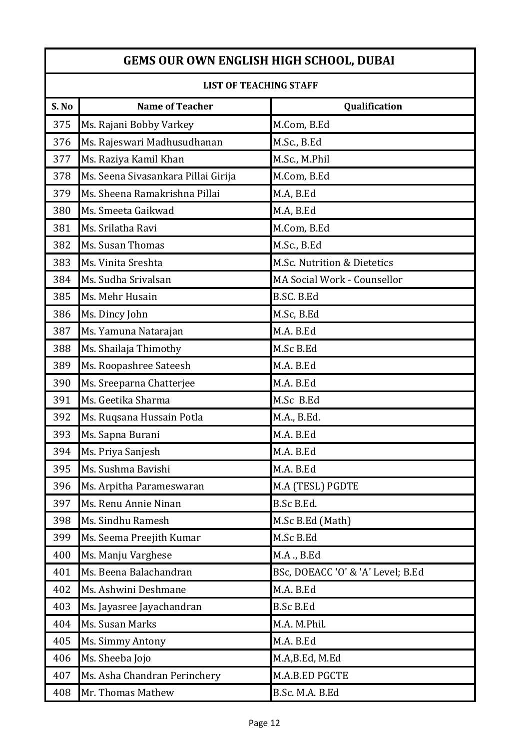| GEMS OUR OWN ENGLISH HIGH SCHOOL, DUBAI | | |
|---|---|---|
| LIST OF TEACHING STAFF | | |
| S. No | Name of Teacher | Qualification |
| 375 | Ms. Rajani Bobby Varkey | M.Com, B.Ed |
| 376 | Ms. Rajeswari Madhusudhanan | M.Sc., B.Ed |
| 377 | Ms. Raziya Kamil Khan | M.Sc., M.Phil |
| 378 | Ms. Seena Sivasankara Pillai Girija | M.Com, B.Ed |
| 379 | Ms. Sheena Ramakrishna Pillai | M.A, B.Ed |
| 380 | Ms. Smeeta Gaikwad | M.A, B.Ed |
| 381 | Ms. Srilatha Ravi | M.Com, B.Ed |
| 382 | Ms. Susan Thomas | M.Sc., B.Ed |
| 383 | Ms. Vinita Sreshta | M.Sc. Nutrition & Dietetics |
| 384 | Ms. Sudha Srivalsan | MA Social Work - Counsellor |
| 385 | Ms. Mehr Husain | B.SC. B.Ed |
| 386 | Ms. Dincy John | M.Sc, B.Ed |
| 387 | Ms. Yamuna Natarajan | M.A. B.Ed |
| 388 | Ms. Shailaja Thimothy | M.Sc B.Ed |
| 389 | Ms. Roopashree Sateesh | M.A. B.Ed |
| 390 | Ms. Sreeparna Chatterjee | M.A. B.Ed |
| 391 | Ms. Geetika Sharma | M.Sc B.Ed |
| 392 | Ms. Ruqsana Hussain Potla | M.A., B.Ed. |
| 393 | Ms. Sapna Burani | M.A. B.Ed |
| 394 | Ms. Priya Sanjesh | M.A. B.Ed |
| 395 | Ms. Sushma Bavishi | M.A. B.Ed |
| 396 | Ms. Arpitha Parameswaran | M.A (TESL) PGDTE |
| 397 | Ms. Renu Annie Ninan | B.Sc B.Ed. |
| 398 | Ms. Sindhu Ramesh | M.Sc B.Ed (Math) |
| 399 | Ms. Seema Preejith Kumar | M.Sc B.Ed |
| 400 | Ms. Manju Varghese | M.A ., B.Ed |
| 401 | Ms. Beena Balachandran | BSc, DOEACC 'O' & 'A' Level; B.Ed |
| 402 | Ms. Ashwini Deshmane | M.A. B.Ed |
| 403 | Ms. Jayasree Jayachandran | B.Sc B.Ed |
| 404 | Ms. Susan Marks | M.A. M.Phil. |
| 405 | Ms. Simmy Antony | M.A. B.Ed |
| 406 | Ms. Sheeba Jojo | M.A,B.Ed, M.Ed |
| 407 | Ms. Asha Chandran Perinchery | M.A.B.ED PGCTE |
| 408 | Mr. Thomas Mathew | B.Sc. M.A. B.Ed |